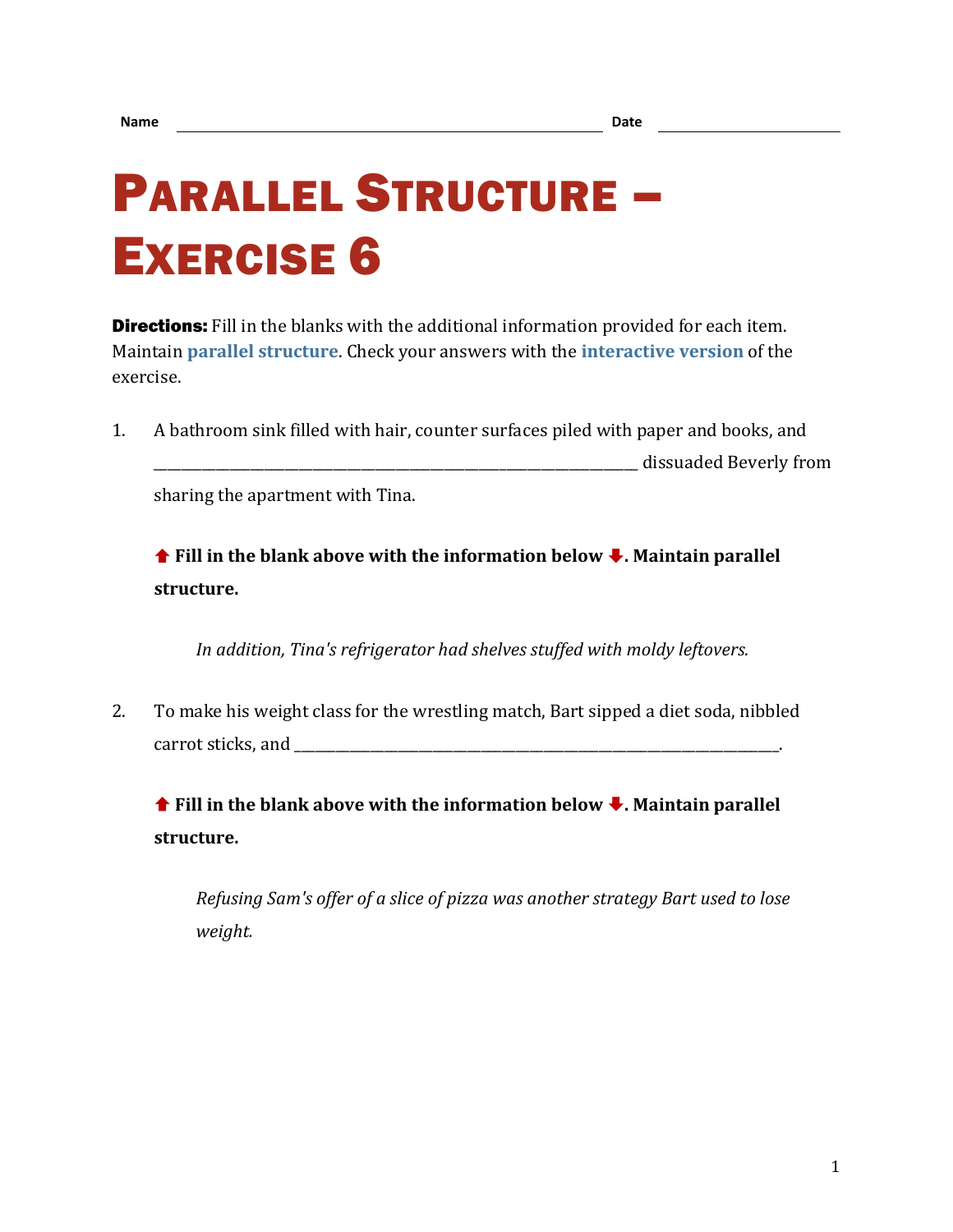Name \_\_\_\_\_\_\_\_\_\_\_\_\_\_\_\_\_\_\_\_\_\_\_\_\_\_\_\_\_\_\_\_\_\_\_\_\_\_\_\_\_\_ Date \_\_\_\_\_\_\_\_\_\_\_\_\_\_\_\_\_\_\_\_

# Parallel Structure – Exercise 6

**Directions:** Fill in the blanks with the additional information provided for each item. Maintain **parallel structure**. Check your answers with the **interactive version** of the exercise.

1. A bathroom sink filled with hair, counter surfaces piled with paper and books, and \_\_\_\_\_\_\_\_\_\_\_\_\_\_\_\_\_\_\_\_\_\_\_\_\_\_\_\_\_\_\_\_\_\_\_\_\_\_\_\_\_\_\_\_\_\_\_\_\_\_\_\_\_\_\_\_\_\_\_\_\_\_\_\_ dissuaded Beverly from sharing the apartment with Tina.

   **⬆ Fill in the blank above with the information below ⬇. Maintain parallel structure.**

   *In addition, Tina's refrigerator had shelves stuffed with moldy leftovers.*

2. To make his weight class for the wrestling match, Bart sipped a diet soda, nibbled carrot sticks, and \_\_\_\_\_\_\_\_\_\_\_\_\_\_\_\_\_\_\_\_\_\_\_\_\_\_\_\_\_\_\_\_\_\_\_\_\_\_\_\_\_\_\_\_\_\_\_\_\_\_\_\_\_\_\_\_\_\_\_\_\_\_\_\_.

   **⬆ Fill in the blank above with the information below ⬇. Maintain parallel structure.**

   *Refusing Sam's offer of a slice of pizza was another strategy Bart used to lose weight.*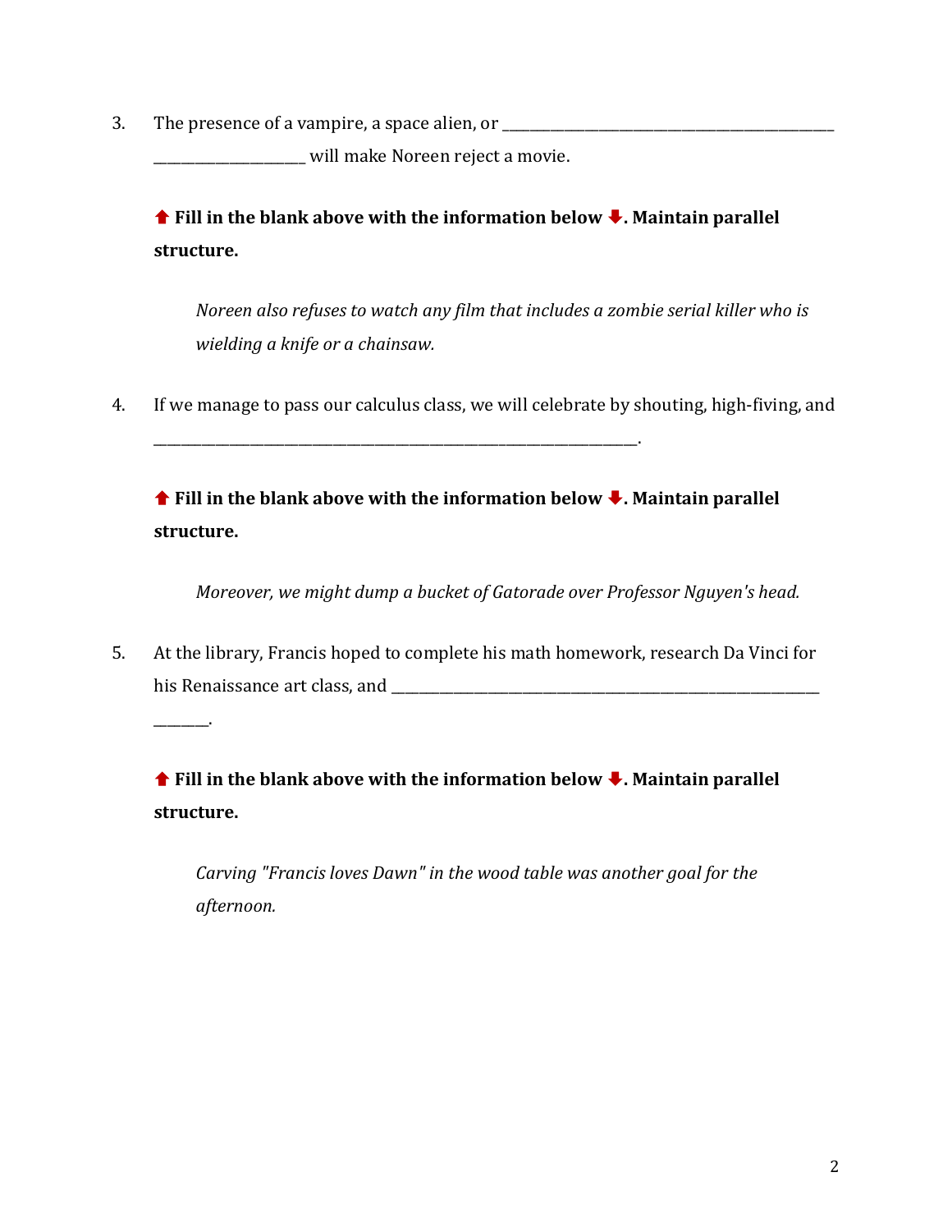3. The presence of a vampire, a space alien, or ______________________________________________ ____________________ will make Noreen reject a movie.

   ⬆ **Fill in the blank above with the information below ⬇. Maintain parallel structure.**

   > *Noreen also refuses to watch any film that includes a zombie serial killer who is wielding a knife or a chainsaw.*

4. If we manage to pass our calculus class, we will celebrate by shouting, high-fiving, and _______________________________________________________________.

   ⬆ **Fill in the blank above with the information below ⬇. Maintain parallel structure.**

   > *Moreover, we might dump a bucket of Gatorade over Professor Nguyen's head.*

5. At the library, Francis hoped to complete his math homework, research Da Vinci for his Renaissance art class, and _________________________________________________________ _______.

   ⬆ **Fill in the blank above with the information below ⬇. Maintain parallel structure.**

   > *Carving "Francis loves Dawn" in the wood table was another goal for the afternoon.*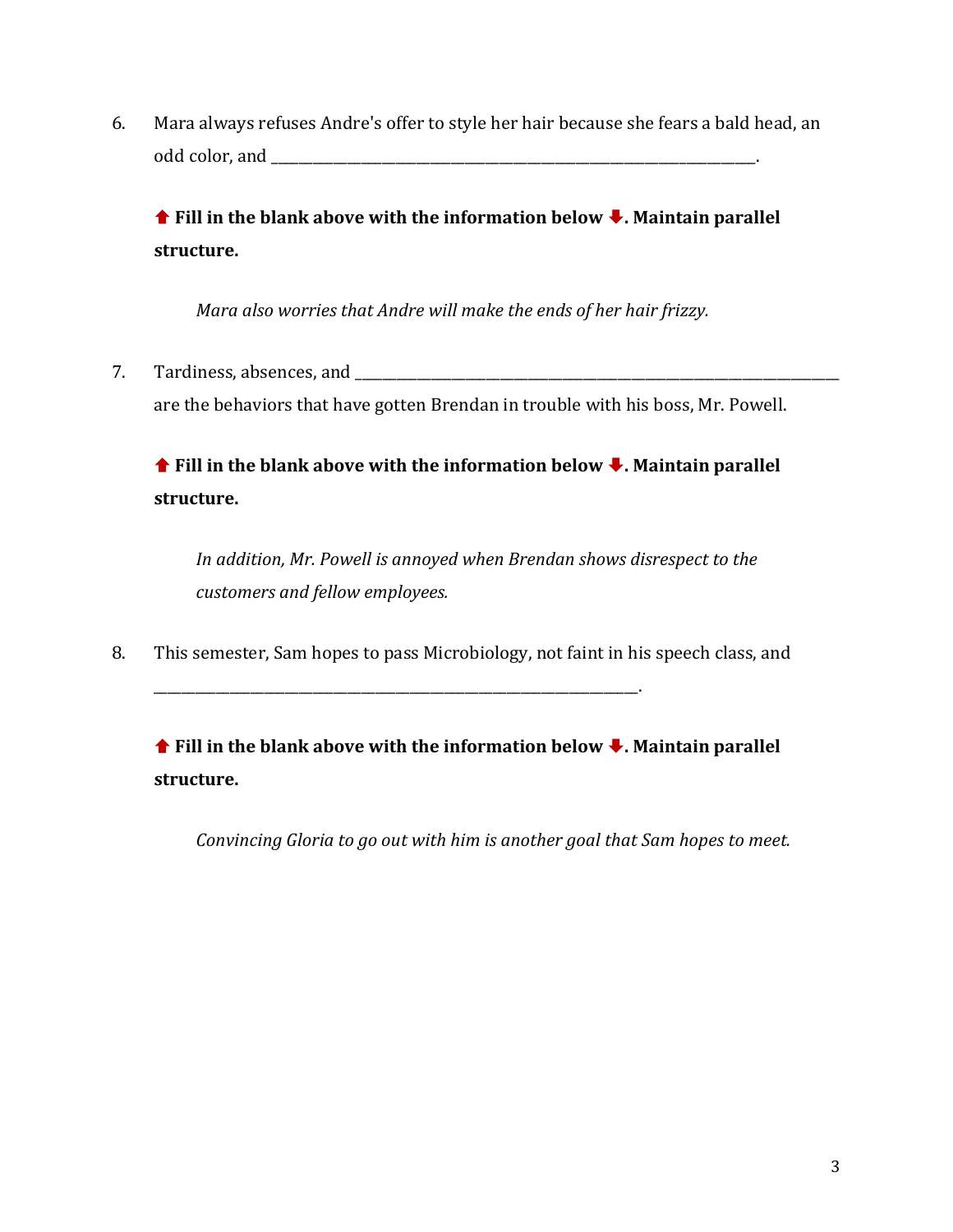6. Mara always refuses Andre's offer to style her hair because she fears a bald head, an odd color, and ________________________________________________________________.

   ⬆ **Fill in the blank above with the information below ⬇. Maintain parallel structure.**

   *Mara also worries that Andre will make the ends of her hair frizzy.*

7. Tardiness, absences, and ________________________________________________________________ are the behaviors that have gotten Brendan in trouble with his boss, Mr. Powell.

   ⬆ **Fill in the blank above with the information below ⬇. Maintain parallel structure.**

   *In addition, Mr. Powell is annoyed when Brendan shows disrespect to the customers and fellow employees.*

8. This semester, Sam hopes to pass Microbiology, not faint in his speech class, and ________________________________________________________________.

   ⬆ **Fill in the blank above with the information below ⬇. Maintain parallel structure.**

   *Convincing Gloria to go out with him is another goal that Sam hopes to meet.*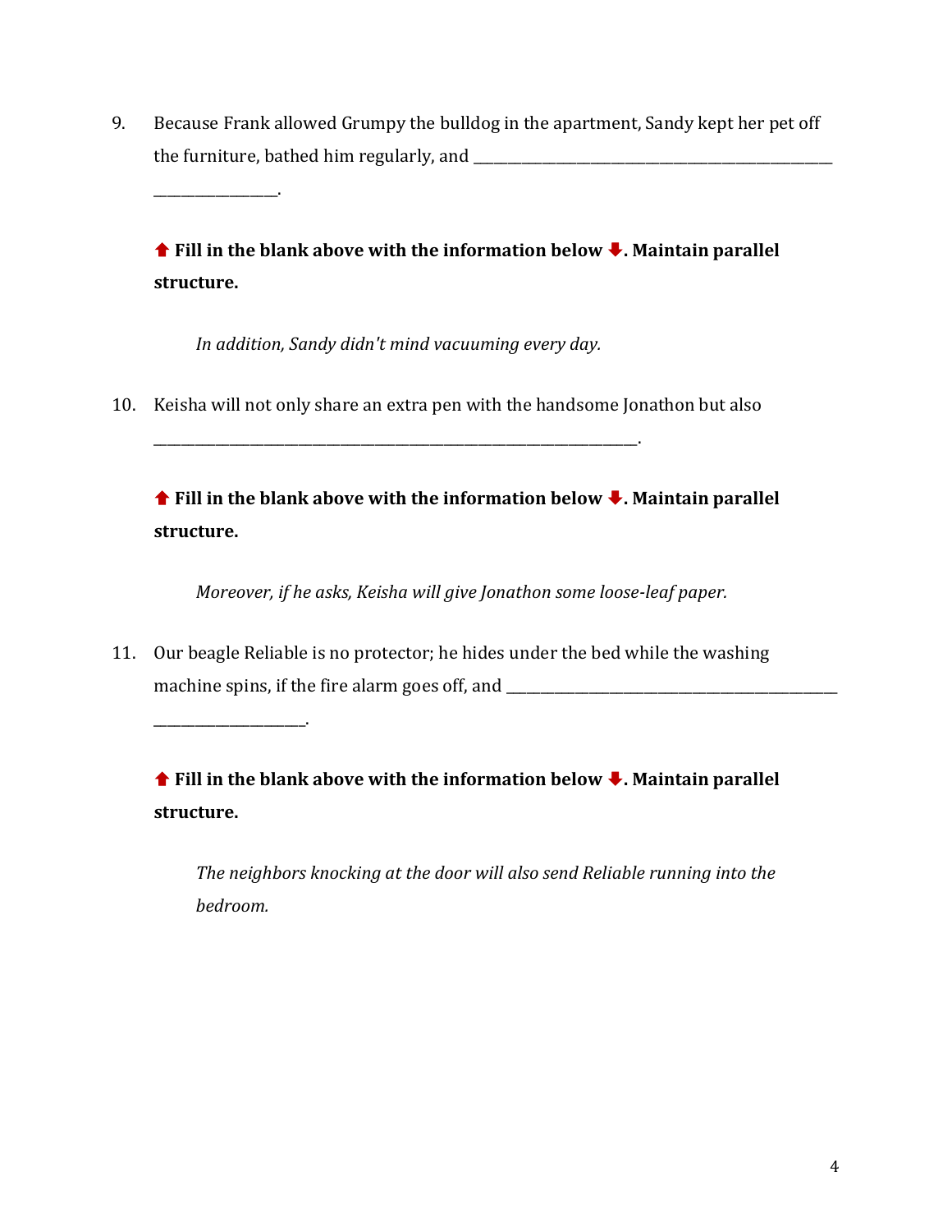9. Because Frank allowed Grumpy the bulldog in the apartment, Sandy kept her pet off the furniture, bathed him regularly, and ______________________________________________ ________________.

   ⬆ **Fill in the blank above with the information below ⬇. Maintain parallel structure.**

   *In addition, Sandy didn't mind vacuuming every day.*

10. Keisha will not only share an extra pen with the handsome Jonathon but also ______________________________________________________________.

    ⬆ **Fill in the blank above with the information below ⬇. Maintain parallel structure.**

    *Moreover, if he asks, Keisha will give Jonathon some loose-leaf paper.*

11. Our beagle Reliable is no protector; he hides under the bed while the washing machine spins, if the fire alarm goes off, and ____________________________________________ ____________________.

    ⬆ **Fill in the blank above with the information below ⬇. Maintain parallel structure.**

    *The neighbors knocking at the door will also send Reliable running into the bedroom.*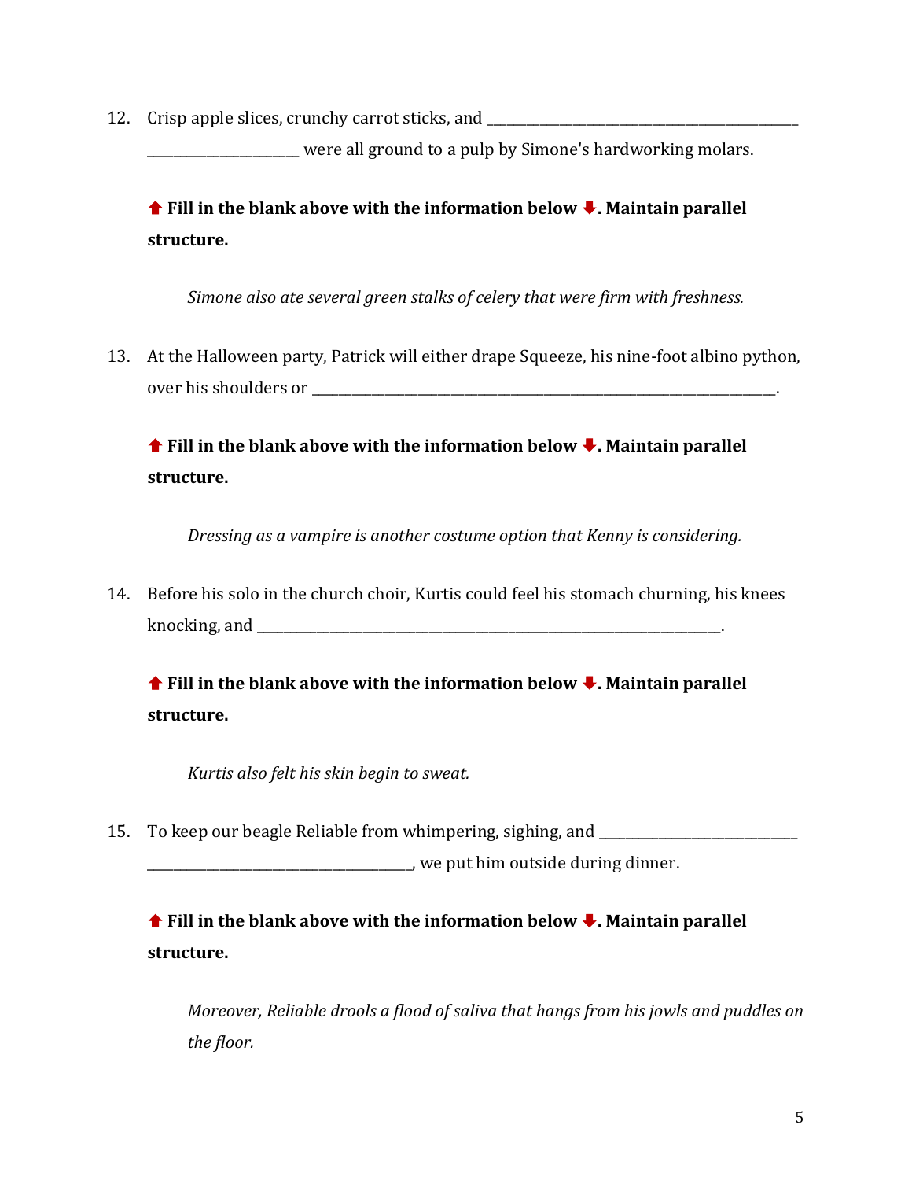12. Crisp apple slices, crunchy carrot sticks, and _____________________________________________ ______________________ were all ground to a pulp by Simone's hardworking molars.

    **⬆ Fill in the blank above with the information below ⬇. Maintain parallel structure.**

    *Simone also ate several green stalks of celery that were firm with freshness.*

13. At the Halloween party, Patrick will either drape Squeeze, his nine-foot albino python, over his shoulders or ___________________________________________________________________.

    **⬆ Fill in the blank above with the information below ⬇. Maintain parallel structure.**

    *Dressing as a vampire is another costume option that Kenny is considering.*

14. Before his solo in the church choir, Kurtis could feel his stomach churning, his knees knocking, and ____________________________________________________________________.

    **⬆ Fill in the blank above with the information below ⬇. Maintain parallel structure.**

    *Kurtis also felt his skin begin to sweat.*

15. To keep our beagle Reliable from whimpering, sighing, and ____________________________ _______________________________________, we put him outside during dinner.

    **⬆ Fill in the blank above with the information below ⬇. Maintain parallel structure.**

    *Moreover, Reliable drools a flood of saliva that hangs from his jowls and puddles on the floor.*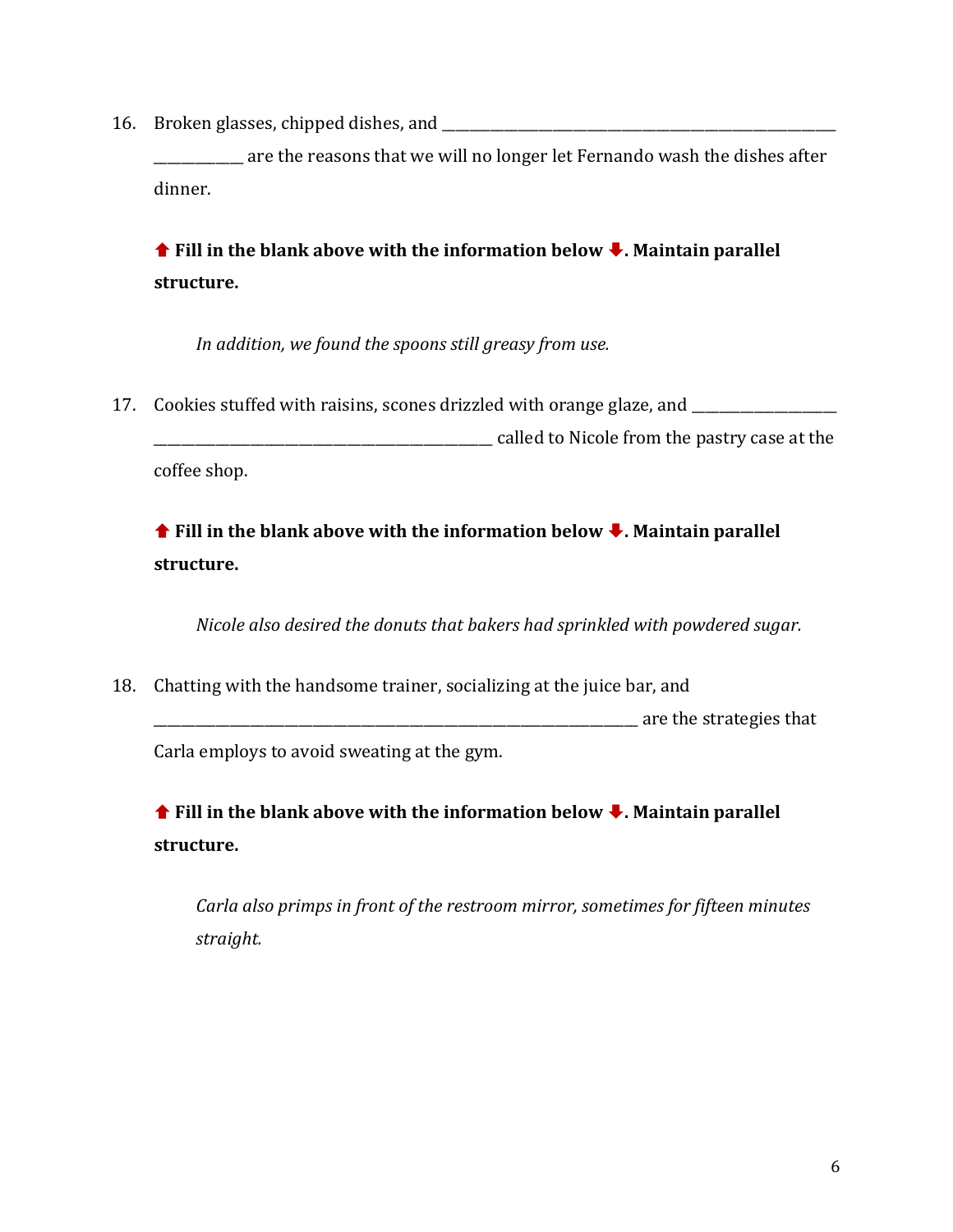16. Broken glasses, chipped dishes, and ______________________________________________________ ____________ are the reasons that we will no longer let Fernando wash the dishes after dinner.

    ⬆ **Fill in the blank above with the information below ⬇. Maintain parallel structure.**

    *In addition, we found the spoons still greasy from use.*

17. Cookies stuffed with raisins, scones drizzled with orange glaze, and ____________________ ______________________________________________ called to Nicole from the pastry case at the coffee shop.

    ⬆ **Fill in the blank above with the information below ⬇. Maintain parallel structure.**

    *Nicole also desired the donuts that bakers had sprinkled with powdered sugar.*

18. Chatting with the handsome trainer, socializing at the juice bar, and __________________________________________________________________ are the strategies that Carla employs to avoid sweating at the gym.

    ⬆ **Fill in the blank above with the information below ⬇. Maintain parallel structure.**

    *Carla also primps in front of the restroom mirror, sometimes for fifteen minutes straight.*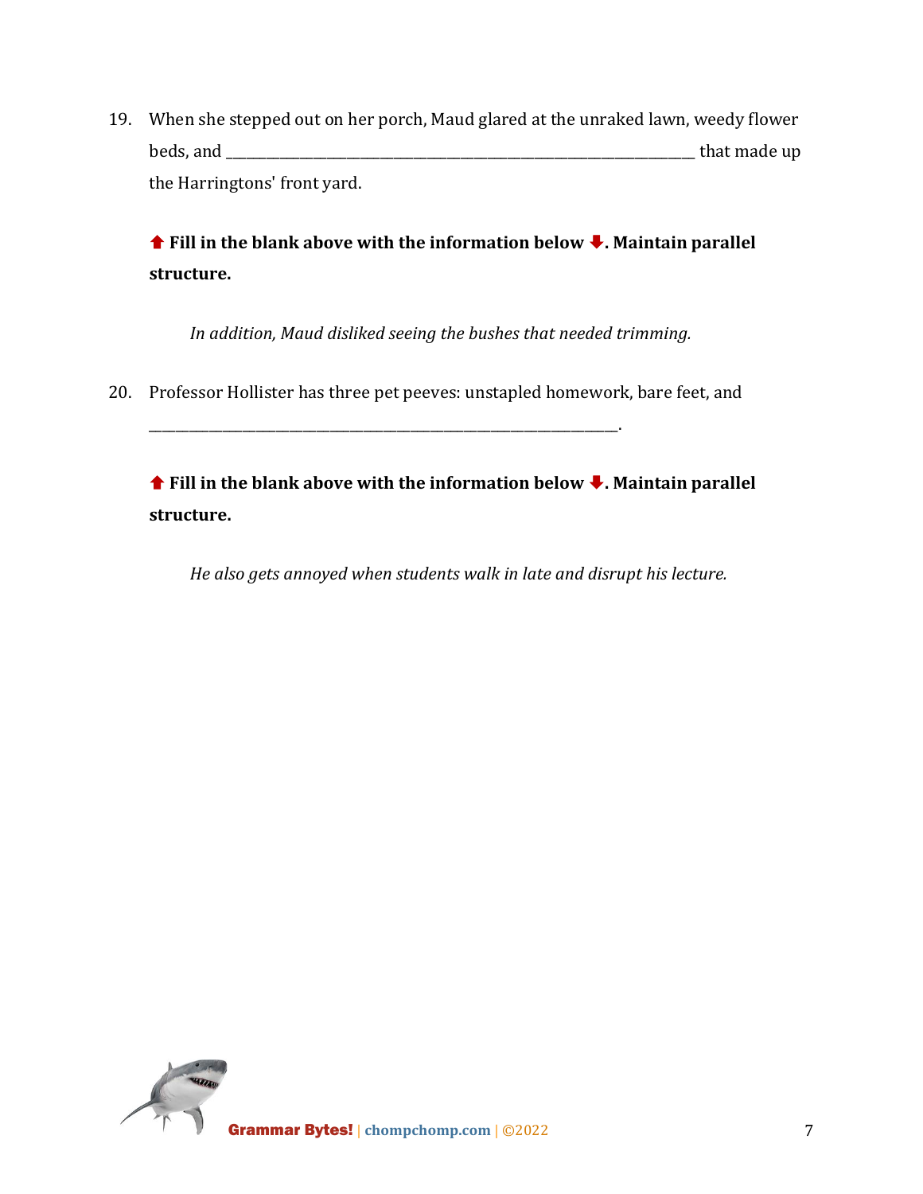19. When she stepped out on her porch, Maud glared at the unraked lawn, weedy flower beds, and ______________________________________________________________ that made up the Harringtons' front yard.

    **⬆ Fill in the blank above with the information below ⬇. Maintain parallel structure.**

    *In addition, Maud disliked seeing the bushes that needed trimming.*

20. Professor Hollister has three pet peeves: unstapled homework, bare feet, and ______________________________________________________________.

    **⬆ Fill in the blank above with the information below ⬇. Maintain parallel structure.**

    *He also gets annoyed when students walk in late and disrupt his lecture.*

**Grammar Bytes!** | chompchomp.com | ©2022